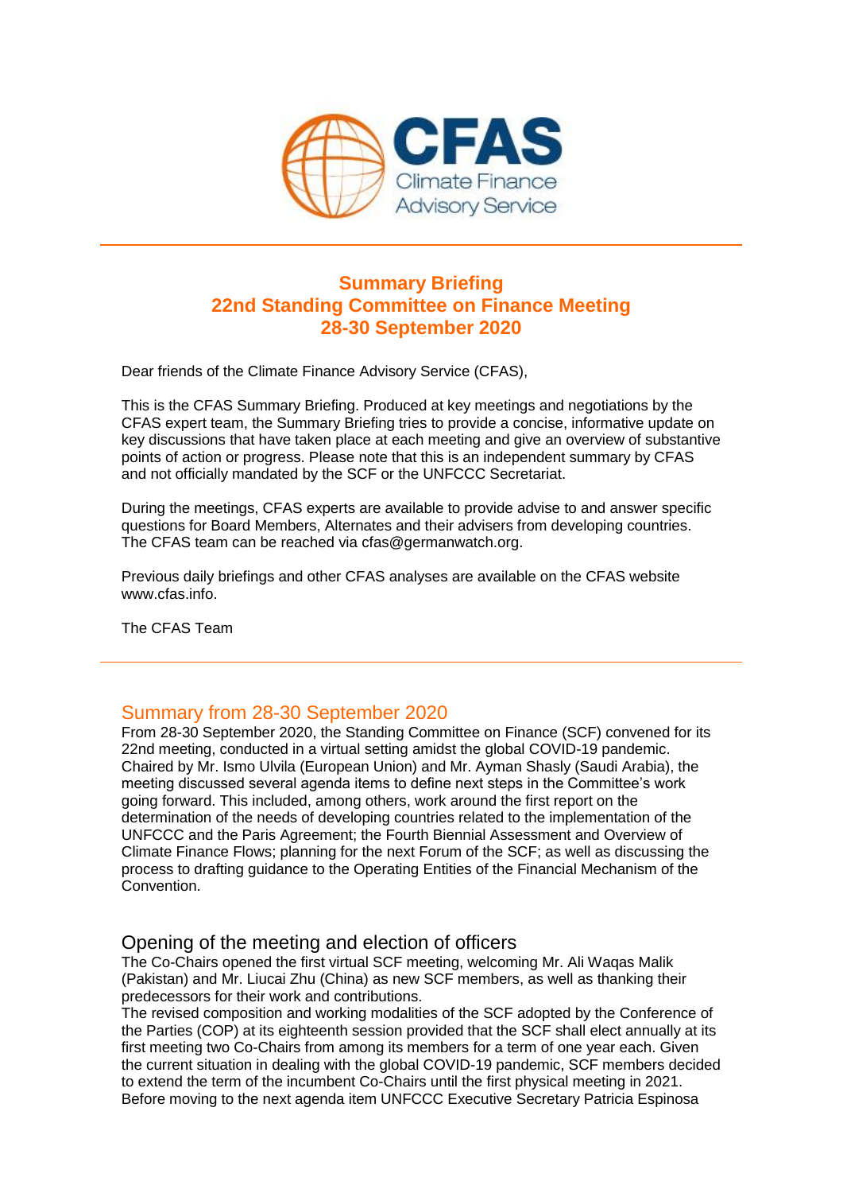# Summary Briefing
# 22nd Standing Committee on Finance Meeting
# 28-30 September 2020

Dear friends of the Climate Finance Advisory Service (CFAS),

This is the CFAS Summary Briefing. Produced at key meetings and negotiations by the CFAS expert team, the Summary Briefing tries to provide a concise, informative update on key discussions that have taken place at each meeting and give an overview of substantive points of action or progress. Please note that this is an independent summary by CFAS and not officially mandated by the SCF or the UNFCCC Secretariat.

During the meetings, CFAS experts are available to provide advise to and answer specific questions for Board Members, Alternates and their advisers from developing countries. The CFAS team can be reached via cfas@germanwatch.org.

Previous daily briefings and other CFAS analyses are available on the CFAS website www.cfas.info.

The CFAS Team

## Summary from 28-30 September 2020

From 28-30 September 2020, the Standing Committee on Finance (SCF) convened for its 22nd meeting, conducted in a virtual setting amidst the global COVID-19 pandemic. Chaired by Mr. Ismo Ulvila (European Union) and Mr. Ayman Shasly (Saudi Arabia), the meeting discussed several agenda items to define next steps in the Committee's work going forward. This included, among others, work around the first report on the determination of the needs of developing countries related to the implementation of the UNFCCC and the Paris Agreement; the Fourth Biennial Assessment and Overview of Climate Finance Flows; planning for the next Forum of the SCF; as well as discussing the process to drafting guidance to the Operating Entities of the Financial Mechanism of the Convention.

## Opening of the meeting and election of officers

The Co-Chairs opened the first virtual SCF meeting, welcoming Mr. Ali Waqas Malik (Pakistan) and Mr. Liucai Zhu (China) as new SCF members, as well as thanking their predecessors for their work and contributions.

The revised composition and working modalities of the SCF adopted by the Conference of the Parties (COP) at its eighteenth session provided that the SCF shall elect annually at its first meeting two Co-Chairs from among its members for a term of one year each. Given the current situation in dealing with the global COVID-19 pandemic, SCF members decided to extend the term of the incumbent Co-Chairs until the first physical meeting in 2021. Before moving to the next agenda item UNFCCC Executive Secretary Patricia Espinosa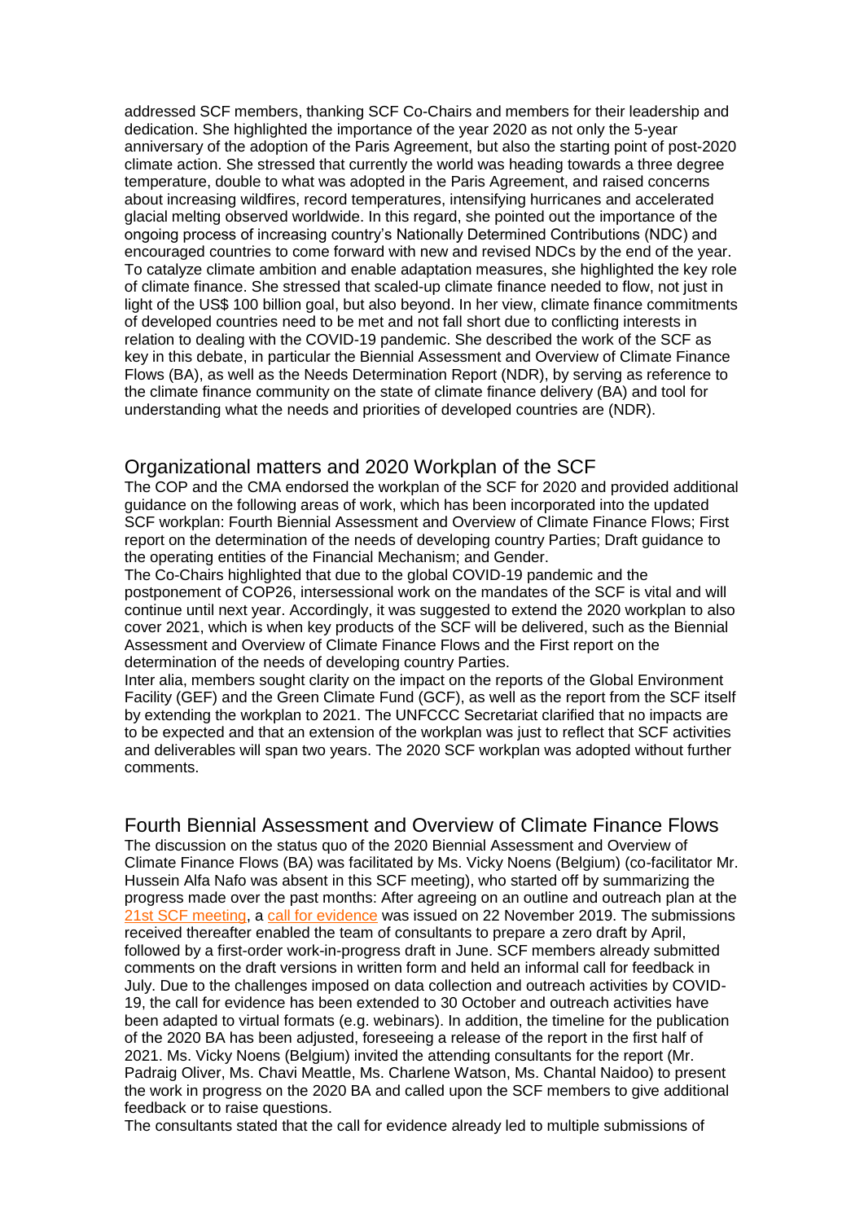addressed SCF members, thanking SCF Co-Chairs and members for their leadership and dedication. She highlighted the importance of the year 2020 as not only the 5-year anniversary of the adoption of the Paris Agreement, but also the starting point of post-2020 climate action. She stressed that currently the world was heading towards a three degree temperature, double to what was adopted in the Paris Agreement, and raised concerns about increasing wildfires, record temperatures, intensifying hurricanes and accelerated glacial melting observed worldwide. In this regard, she pointed out the importance of the ongoing process of increasing country's Nationally Determined Contributions (NDC) and encouraged countries to come forward with new and revised NDCs by the end of the year. To catalyze climate ambition and enable adaptation measures, she highlighted the key role of climate finance. She stressed that scaled-up climate finance needed to flow, not just in light of the US$ 100 billion goal, but also beyond. In her view, climate finance commitments of developed countries need to be met and not fall short due to conflicting interests in relation to dealing with the COVID-19 pandemic. She described the work of the SCF as key in this debate, in particular the Biennial Assessment and Overview of Climate Finance Flows (BA), as well as the Needs Determination Report (NDR), by serving as reference to the climate finance community on the state of climate finance delivery (BA) and tool for understanding what the needs and priorities of developed countries are (NDR).

## Organizational matters and 2020 Workplan of the SCF

The COP and the CMA endorsed the workplan of the SCF for 2020 and provided additional guidance on the following areas of work, which has been incorporated into the updated SCF workplan: Fourth Biennial Assessment and Overview of Climate Finance Flows; First report on the determination of the needs of developing country Parties; Draft guidance to the operating entities of the Financial Mechanism; and Gender.

The Co-Chairs highlighted that due to the global COVID-19 pandemic and the postponement of COP26, intersessional work on the mandates of the SCF is vital and will continue until next year. Accordingly, it was suggested to extend the 2020 workplan to also cover 2021, which is when key products of the SCF will be delivered, such as the Biennial Assessment and Overview of Climate Finance Flows and the First report on the determination of the needs of developing country Parties.

Inter alia, members sought clarity on the impact on the reports of the Global Environment Facility (GEF) and the Green Climate Fund (GCF), as well as the report from the SCF itself by extending the workplan to 2021. The UNFCCC Secretariat clarified that no impacts are to be expected and that an extension of the workplan was just to reflect that SCF activities and deliverables will span two years. The 2020 SCF workplan was adopted without further comments.

## Fourth Biennial Assessment and Overview of Climate Finance Flows

The discussion on the status quo of the 2020 Biennial Assessment and Overview of Climate Finance Flows (BA) was facilitated by Ms. Vicky Noens (Belgium) (co-facilitator Mr. Hussein Alfa Nafo was absent in this SCF meeting), who started off by summarizing the progress made over the past months: After agreeing on an outline and outreach plan at the 21st SCF meeting, a call for evidence was issued on 22 November 2019. The submissions received thereafter enabled the team of consultants to prepare a zero draft by April, followed by a first-order work-in-progress draft in June. SCF members already submitted comments on the draft versions in written form and held an informal call for feedback in July. Due to the challenges imposed on data collection and outreach activities by COVID-19, the call for evidence has been extended to 30 October and outreach activities have been adapted to virtual formats (e.g. webinars). In addition, the timeline for the publication of the 2020 BA has been adjusted, foreseeing a release of the report in the first half of 2021. Ms. Vicky Noens (Belgium) invited the attending consultants for the report (Mr. Padraig Oliver, Ms. Chavi Meattle, Ms. Charlene Watson, Ms. Chantal Naidoo) to present the work in progress on the 2020 BA and called upon the SCF members to give additional feedback or to raise questions.

The consultants stated that the call for evidence already led to multiple submissions of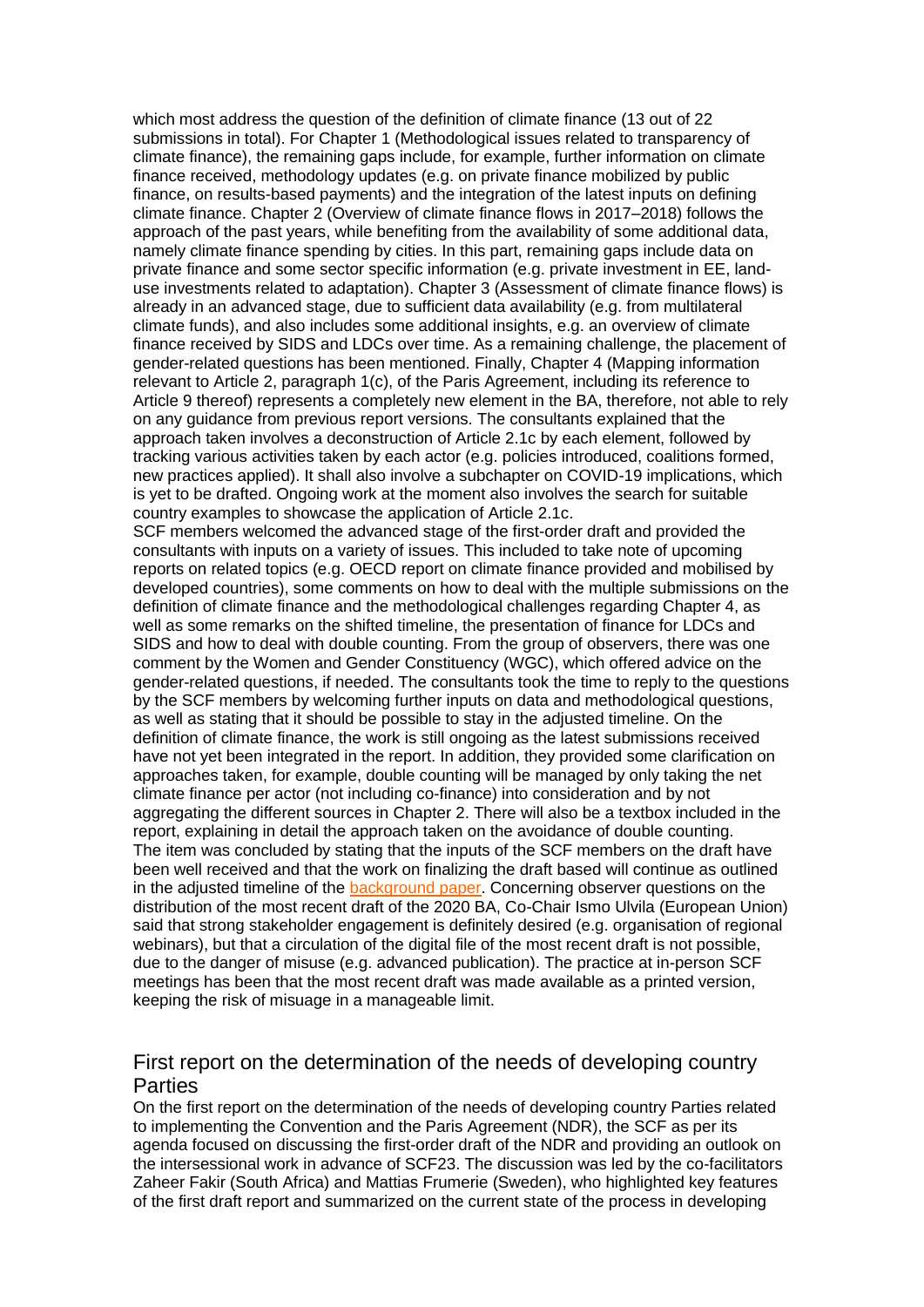which most address the question of the definition of climate finance (13 out of 22 submissions in total). For Chapter 1 (Methodological issues related to transparency of climate finance), the remaining gaps include, for example, further information on climate finance received, methodology updates (e.g. on private finance mobilized by public finance, on results-based payments) and the integration of the latest inputs on defining climate finance. Chapter 2 (Overview of climate finance flows in 2017–2018) follows the approach of the past years, while benefiting from the availability of some additional data, namely climate finance spending by cities. In this part, remaining gaps include data on private finance and some sector specific information (e.g. private investment in EE, land-use investments related to adaptation). Chapter 3 (Assessment of climate finance flows) is already in an advanced stage, due to sufficient data availability (e.g. from multilateral climate funds), and also includes some additional insights, e.g. an overview of climate finance received by SIDS and LDCs over time. As a remaining challenge, the placement of gender-related questions has been mentioned. Finally, Chapter 4 (Mapping information relevant to Article 2, paragraph 1(c), of the Paris Agreement, including its reference to Article 9 thereof) represents a completely new element in the BA, therefore, not able to rely on any guidance from previous report versions. The consultants explained that the approach taken involves a deconstruction of Article 2.1c by each element, followed by tracking various activities taken by each actor (e.g. policies introduced, coalitions formed, new practices applied). It shall also involve a subchapter on COVID-19 implications, which is yet to be drafted. Ongoing work at the moment also involves the search for suitable country examples to showcase the application of Article 2.1c.

SCF members welcomed the advanced stage of the first-order draft and provided the consultants with inputs on a variety of issues. This included to take note of upcoming reports on related topics (e.g. OECD report on climate finance provided and mobilised by developed countries), some comments on how to deal with the multiple submissions on the definition of climate finance and the methodological challenges regarding Chapter 4, as well as some remarks on the shifted timeline, the presentation of finance for LDCs and SIDS and how to deal with double counting. From the group of observers, there was one comment by the Women and Gender Constituency (WGC), which offered advice on the gender-related questions, if needed. The consultants took the time to reply to the questions by the SCF members by welcoming further inputs on data and methodological questions, as well as stating that it should be possible to stay in the adjusted timeline. On the definition of climate finance, the work is still ongoing as the latest submissions received have not yet been integrated in the report. In addition, they provided some clarification on approaches taken, for example, double counting will be managed by only taking the net climate finance per actor (not including co-finance) into consideration and by not aggregating the different sources in Chapter 2. There will also be a textbox included in the report, explaining in detail the approach taken on the avoidance of double counting.

The item was concluded by stating that the inputs of the SCF members on the draft have been well received and that the work on finalizing the draft based will continue as outlined in the adjusted timeline of the background paper. Concerning observer questions on the distribution of the most recent draft of the 2020 BA, Co-Chair Ismo Ulvila (European Union) said that strong stakeholder engagement is definitely desired (e.g. organisation of regional webinars), but that a circulation of the digital file of the most recent draft is not possible, due to the danger of misuse (e.g. advanced publication). The practice at in-person SCF meetings has been that the most recent draft was made available as a printed version, keeping the risk of misuage in a manageable limit.

## First report on the determination of the needs of developing country Parties

On the first report on the determination of the needs of developing country Parties related to implementing the Convention and the Paris Agreement (NDR), the SCF as per its agenda focused on discussing the first-order draft of the NDR and providing an outlook on the intersessional work in advance of SCF23. The discussion was led by the co-facilitators Zaheer Fakir (South Africa) and Mattias Frumerie (Sweden), who highlighted key features of the first draft report and summarized on the current state of the process in developing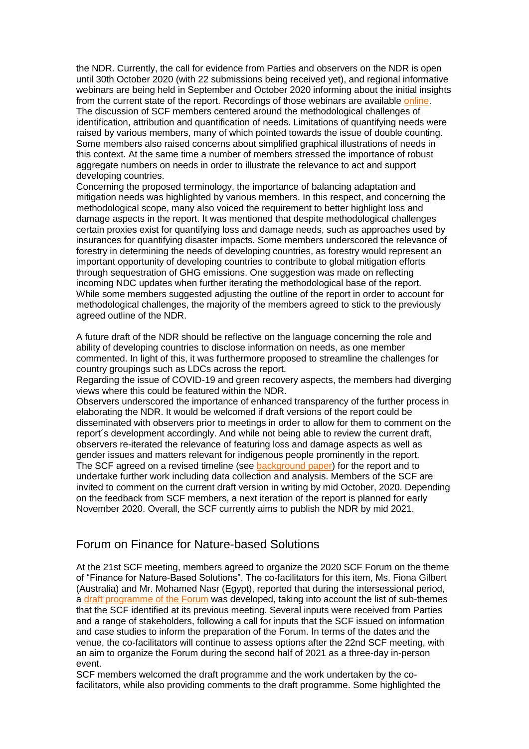the NDR. Currently, the call for evidence from Parties and observers on the NDR is open until 30th October 2020 (with 22 submissions being received yet), and regional informative webinars are being held in September and October 2020 informing about the initial insights from the current state of the report. Recordings of those webinars are available online.

The discussion of SCF members centered around the methodological challenges of identification, attribution and quantification of needs. Limitations of quantifying needs were raised by various members, many of which pointed towards the issue of double counting. Some members also raised concerns about simplified graphical illustrations of needs in this context. At the same time a number of members stressed the importance of robust aggregate numbers on needs in order to illustrate the relevance to act and support developing countries.

Concerning the proposed terminology, the importance of balancing adaptation and mitigation needs was highlighted by various members. In this respect, and concerning the methodological scope, many also voiced the requirement to better highlight loss and damage aspects in the report. It was mentioned that despite methodological challenges certain proxies exist for quantifying loss and damage needs, such as approaches used by insurances for quantifying disaster impacts. Some members underscored the relevance of forestry in determining the needs of developing countries, as forestry would represent an important opportunity of developing countries to contribute to global mitigation efforts through sequestration of GHG emissions. One suggestion was made on reflecting incoming NDC updates when further iterating the methodological base of the report. While some members suggested adjusting the outline of the report in order to account for methodological challenges, the majority of the members agreed to stick to the previously agreed outline of the NDR.

A future draft of the NDR should be reflective on the language concerning the role and ability of developing countries to disclose information on needs, as one member commented. In light of this, it was furthermore proposed to streamline the challenges for country groupings such as LDCs across the report.

Regarding the issue of COVID-19 and green recovery aspects, the members had diverging views where this could be featured within the NDR.

Observers underscored the importance of enhanced transparency of the further process in elaborating the NDR. It would be welcomed if draft versions of the report could be disseminated with observers prior to meetings in order to allow for them to comment on the report´s development accordingly. And while not being able to review the current draft, observers re-iterated the relevance of featuring loss and damage aspects as well as gender issues and matters relevant for indigenous people prominently in the report.

The SCF agreed on a revised timeline (see background paper) for the report and to undertake further work including data collection and analysis. Members of the SCF are invited to comment on the current draft version in writing by mid October, 2020. Depending on the feedback from SCF members, a next iteration of the report is planned for early November 2020. Overall, the SCF currently aims to publish the NDR by mid 2021.

## Forum on Finance for Nature-based Solutions

At the 21st SCF meeting, members agreed to organize the 2020 SCF Forum on the theme of "Finance for Nature-Based Solutions". The co-facilitators for this item, Ms. Fiona Gilbert (Australia) and Mr. Mohamed Nasr (Egypt), reported that during the intersessional period, a draft programme of the Forum was developed, taking into account the list of sub-themes that the SCF identified at its previous meeting. Several inputs were received from Parties and a range of stakeholders, following a call for inputs that the SCF issued on information and case studies to inform the preparation of the Forum. In terms of the dates and the venue, the co-facilitators will continue to assess options after the 22nd SCF meeting, with an aim to organize the Forum during the second half of 2021 as a three-day in-person event.

SCF members welcomed the draft programme and the work undertaken by the co-facilitators, while also providing comments to the draft programme. Some highlighted the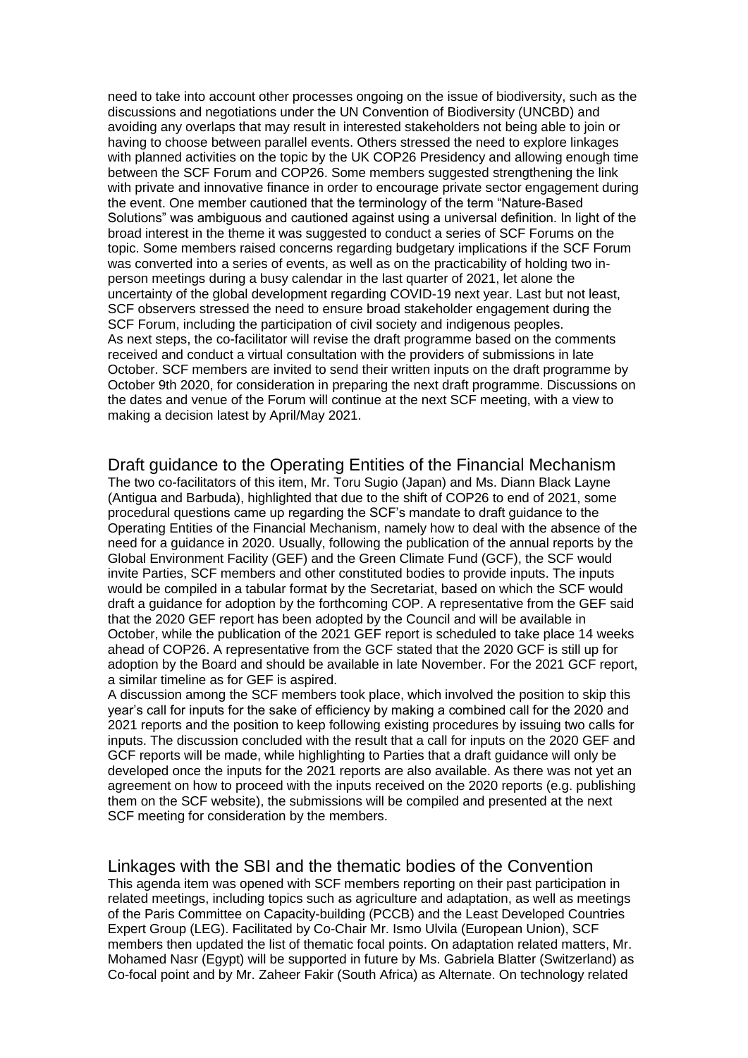need to take into account other processes ongoing on the issue of biodiversity, such as the discussions and negotiations under the UN Convention of Biodiversity (UNCBD) and avoiding any overlaps that may result in interested stakeholders not being able to join or having to choose between parallel events. Others stressed the need to explore linkages with planned activities on the topic by the UK COP26 Presidency and allowing enough time between the SCF Forum and COP26. Some members suggested strengthening the link with private and innovative finance in order to encourage private sector engagement during the event. One member cautioned that the terminology of the term "Nature-Based Solutions" was ambiguous and cautioned against using a universal definition. In light of the broad interest in the theme it was suggested to conduct a series of SCF Forums on the topic. Some members raised concerns regarding budgetary implications if the SCF Forum was converted into a series of events, as well as on the practicability of holding two in-person meetings during a busy calendar in the last quarter of 2021, let alone the uncertainty of the global development regarding COVID-19 next year. Last but not least, SCF observers stressed the need to ensure broad stakeholder engagement during the SCF Forum, including the participation of civil society and indigenous peoples.
As next steps, the co-facilitator will revise the draft programme based on the comments received and conduct a virtual consultation with the providers of submissions in late October. SCF members are invited to send their written inputs on the draft programme by October 9th 2020, for consideration in preparing the next draft programme. Discussions on the dates and venue of the Forum will continue at the next SCF meeting, with a view to making a decision latest by April/May 2021.

## Draft guidance to the Operating Entities of the Financial Mechanism

The two co-facilitators of this item, Mr. Toru Sugio (Japan) and Ms. Diann Black Layne (Antigua and Barbuda), highlighted that due to the shift of COP26 to end of 2021, some procedural questions came up regarding the SCF's mandate to draft guidance to the Operating Entities of the Financial Mechanism, namely how to deal with the absence of the need for a guidance in 2020. Usually, following the publication of the annual reports by the Global Environment Facility (GEF) and the Green Climate Fund (GCF), the SCF would invite Parties, SCF members and other constituted bodies to provide inputs. The inputs would be compiled in a tabular format by the Secretariat, based on which the SCF would draft a guidance for adoption by the forthcoming COP. A representative from the GEF said that the 2020 GEF report has been adopted by the Council and will be available in October, while the publication of the 2021 GEF report is scheduled to take place 14 weeks ahead of COP26. A representative from the GCF stated that the 2020 GCF is still up for adoption by the Board and should be available in late November. For the 2021 GCF report, a similar timeline as for GEF is aspired.
A discussion among the SCF members took place, which involved the position to skip this year's call for inputs for the sake of efficiency by making a combined call for the 2020 and 2021 reports and the position to keep following existing procedures by issuing two calls for inputs. The discussion concluded with the result that a call for inputs on the 2020 GEF and GCF reports will be made, while highlighting to Parties that a draft guidance will only be developed once the inputs for the 2021 reports are also available. As there was not yet an agreement on how to proceed with the inputs received on the 2020 reports (e.g. publishing them on the SCF website), the submissions will be compiled and presented at the next SCF meeting for consideration by the members.

## Linkages with the SBI and the thematic bodies of the Convention

This agenda item was opened with SCF members reporting on their past participation in related meetings, including topics such as agriculture and adaptation, as well as meetings of the Paris Committee on Capacity-building (PCCB) and the Least Developed Countries Expert Group (LEG). Facilitated by Co-Chair Mr. Ismo Ulvila (European Union), SCF members then updated the list of thematic focal points. On adaptation related matters, Mr. Mohamed Nasr (Egypt) will be supported in future by Ms. Gabriela Blatter (Switzerland) as Co-focal point and by Mr. Zaheer Fakir (South Africa) as Alternate. On technology related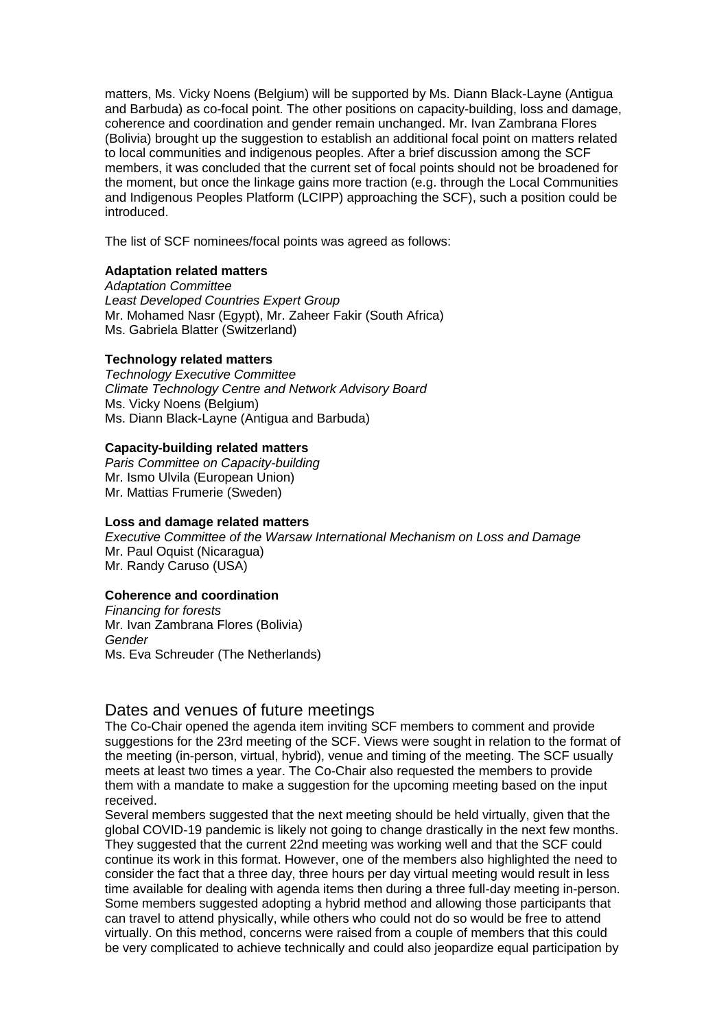matters, Ms. Vicky Noens (Belgium) will be supported by Ms. Diann Black-Layne (Antigua and Barbuda) as co-focal point. The other positions on capacity-building, loss and damage, coherence and coordination and gender remain unchanged. Mr. Ivan Zambrana Flores (Bolivia) brought up the suggestion to establish an additional focal point on matters related to local communities and indigenous peoples. After a brief discussion among the SCF members, it was concluded that the current set of focal points should not be broadened for the moment, but once the linkage gains more traction (e.g. through the Local Communities and Indigenous Peoples Platform (LCIPP) approaching the SCF), such a position could be introduced.

The list of SCF nominees/focal points was agreed as follows:

**Adaptation related matters**
*Adaptation Committee*
*Least Developed Countries Expert Group*
Mr. Mohamed Nasr (Egypt), Mr. Zaheer Fakir (South Africa)
Ms. Gabriela Blatter (Switzerland)

**Technology related matters**
*Technology Executive Committee*
*Climate Technology Centre and Network Advisory Board*
Ms. Vicky Noens (Belgium)
Ms. Diann Black-Layne (Antigua and Barbuda)

**Capacity-building related matters**
*Paris Committee on Capacity-building*
Mr. Ismo Ulvila (European Union)
Mr. Mattias Frumerie (Sweden)

**Loss and damage related matters**
*Executive Committee of the Warsaw International Mechanism on Loss and Damage*
Mr. Paul Oquist (Nicaragua)
Mr. Randy Caruso (USA)

**Coherence and coordination**
*Financing for forests*
Mr. Ivan Zambrana Flores (Bolivia)
*Gender*
Ms. Eva Schreuder (The Netherlands)

## Dates and venues of future meetings

The Co-Chair opened the agenda item inviting SCF members to comment and provide suggestions for the 23rd meeting of the SCF. Views were sought in relation to the format of the meeting (in-person, virtual, hybrid), venue and timing of the meeting. The SCF usually meets at least two times a year. The Co-Chair also requested the members to provide them with a mandate to make a suggestion for the upcoming meeting based on the input received.

Several members suggested that the next meeting should be held virtually, given that the global COVID-19 pandemic is likely not going to change drastically in the next few months. They suggested that the current 22nd meeting was working well and that the SCF could continue its work in this format. However, one of the members also highlighted the need to consider the fact that a three day, three hours per day virtual meeting would result in less time available for dealing with agenda items then during a three full-day meeting in-person. Some members suggested adopting a hybrid method and allowing those participants that can travel to attend physically, while others who could not do so would be free to attend virtually. On this method, concerns were raised from a couple of members that this could be very complicated to achieve technically and could also jeopardize equal participation by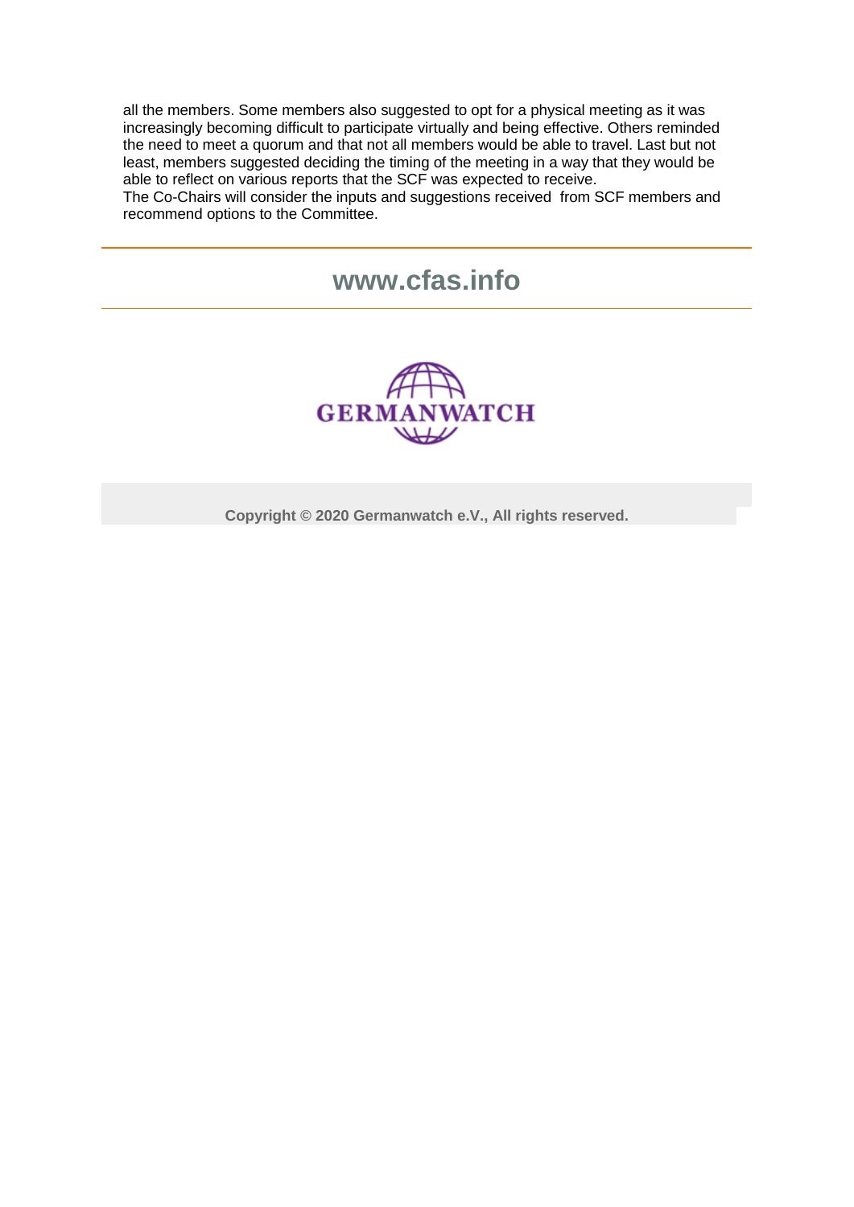all the members. Some members also suggested to opt for a physical meeting as it was increasingly becoming difficult to participate virtually and being effective. Others reminded the need to meet a quorum and that not all members would be able to travel. Last but not least, members suggested deciding the timing of the meeting in a way that they would be able to reflect on various reports that the SCF was expected to receive.
The Co-Chairs will consider the inputs and suggestions received from SCF members and recommend options to the Committee.

---

**www.cfas.info**

---

GERMANWATCH

**Copyright © 2020 Germanwatch e.V., All rights reserved.**